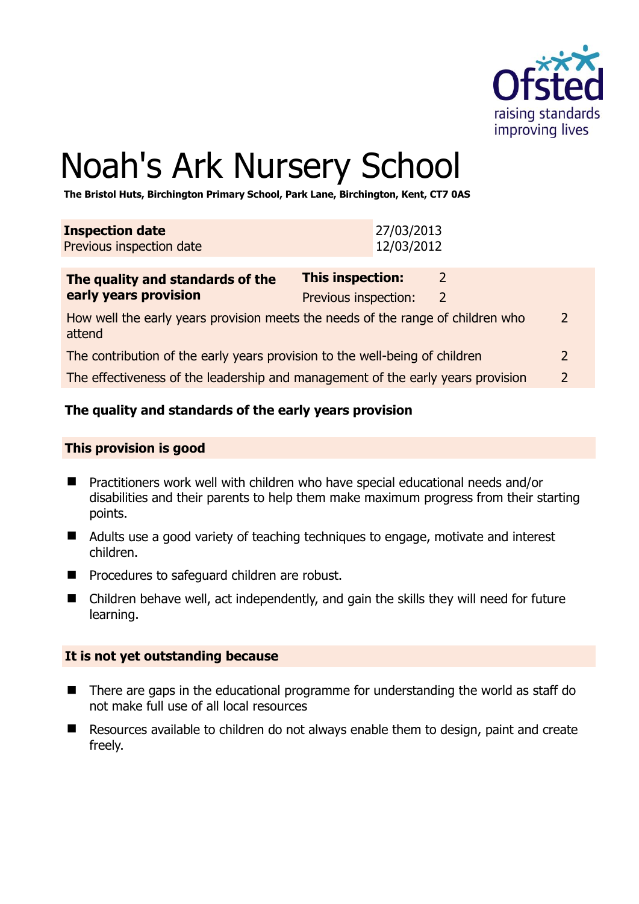# Noah's Ark Nursery School

**The Bristol Huts, Birchington Primary School, Park Lane, Birchington, Kent, CT7 0AS**

| **Inspection date** | 27/03/2013 |
|---|---|
| Previous inspection date | 12/03/2012 |

| **The quality and standards of the early years provision** | **This inspection:** | 2 |
|---|---|---|
| | Previous inspection: | 2 |
| How well the early years provision meets the needs of the range of children who attend | | 2 |
| The contribution of the early years provision to the well-being of children | | 2 |
| The effectiveness of the leadership and management of the early years provision | | 2 |

**The quality and standards of the early years provision**

**This provision is good**

- Practitioners work well with children who have special educational needs and/or disabilities and their parents to help them make maximum progress from their starting points.
- Adults use a good variety of teaching techniques to engage, motivate and interest children.
- Procedures to safeguard children are robust.
- Children behave well, act independently, and gain the skills they will need for future learning.

**It is not yet outstanding because**

- There are gaps in the educational programme for understanding the world as staff do not make full use of all local resources
- Resources available to children do not always enable them to design, paint and create freely.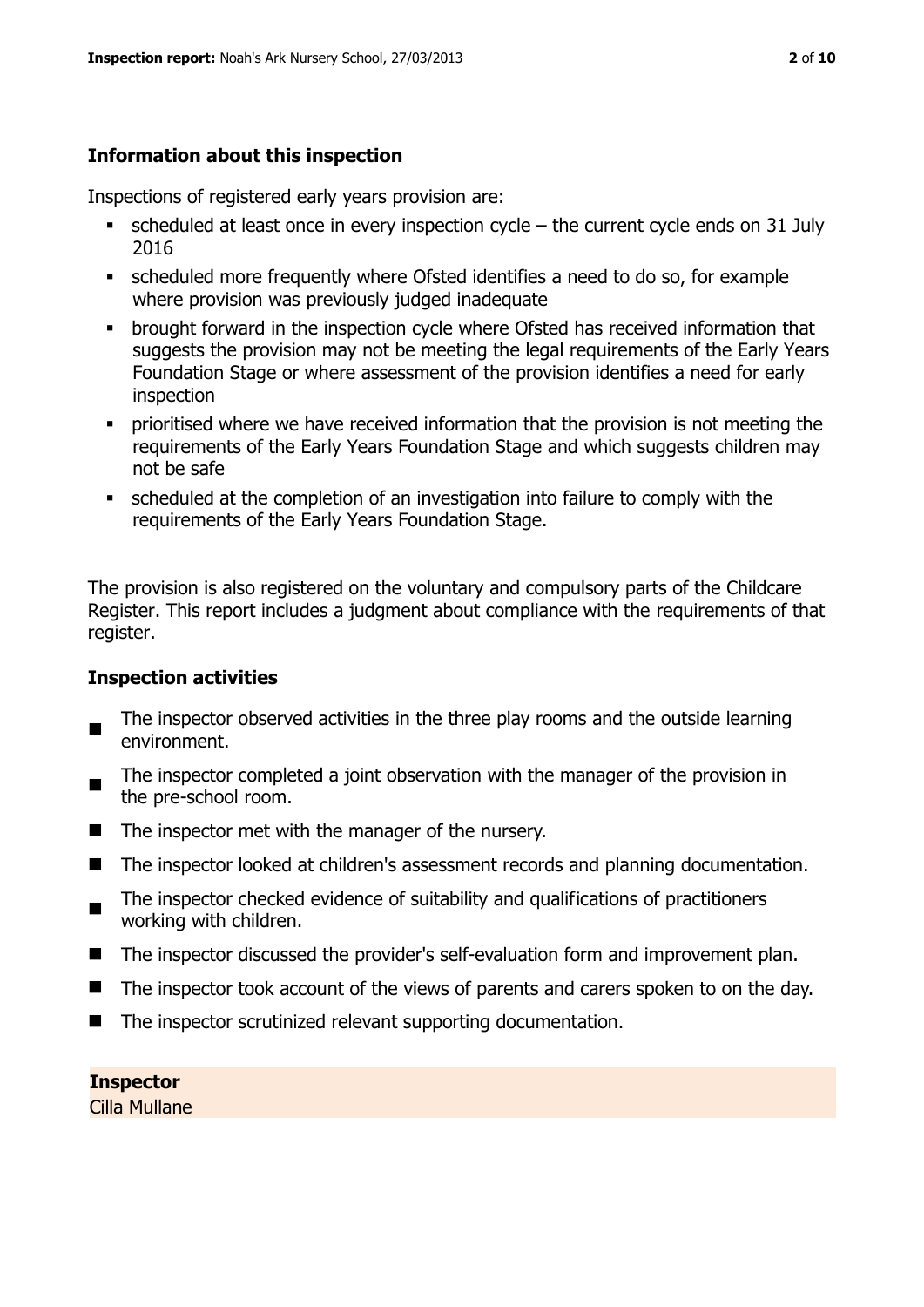## Information about this inspection

Inspections of registered early years provision are:

- scheduled at least once in every inspection cycle – the current cycle ends on 31 July 2016
- scheduled more frequently where Ofsted identifies a need to do so, for example where provision was previously judged inadequate
- brought forward in the inspection cycle where Ofsted has received information that suggests the provision may not be meeting the legal requirements of the Early Years Foundation Stage or where assessment of the provision identifies a need for early inspection
- prioritised where we have received information that the provision is not meeting the requirements of the Early Years Foundation Stage and which suggests children may not be safe
- scheduled at the completion of an investigation into failure to comply with the requirements of the Early Years Foundation Stage.

The provision is also registered on the voluntary and compulsory parts of the Childcare Register. This report includes a judgment about compliance with the requirements of that register.

## Inspection activities

- The inspector observed activities in the three play rooms and the outside learning environment.
- The inspector completed a joint observation with the manager of the provision in the pre-school room.
- The inspector met with the manager of the nursery.
- The inspector looked at children's assessment records and planning documentation.
- The inspector checked evidence of suitability and qualifications of practitioners working with children.
- The inspector discussed the provider's self-evaluation form and improvement plan.
- The inspector took account of the views of parents and carers spoken to on the day.
- The inspector scrutinized relevant supporting documentation.

**Inspector**

Cilla Mullane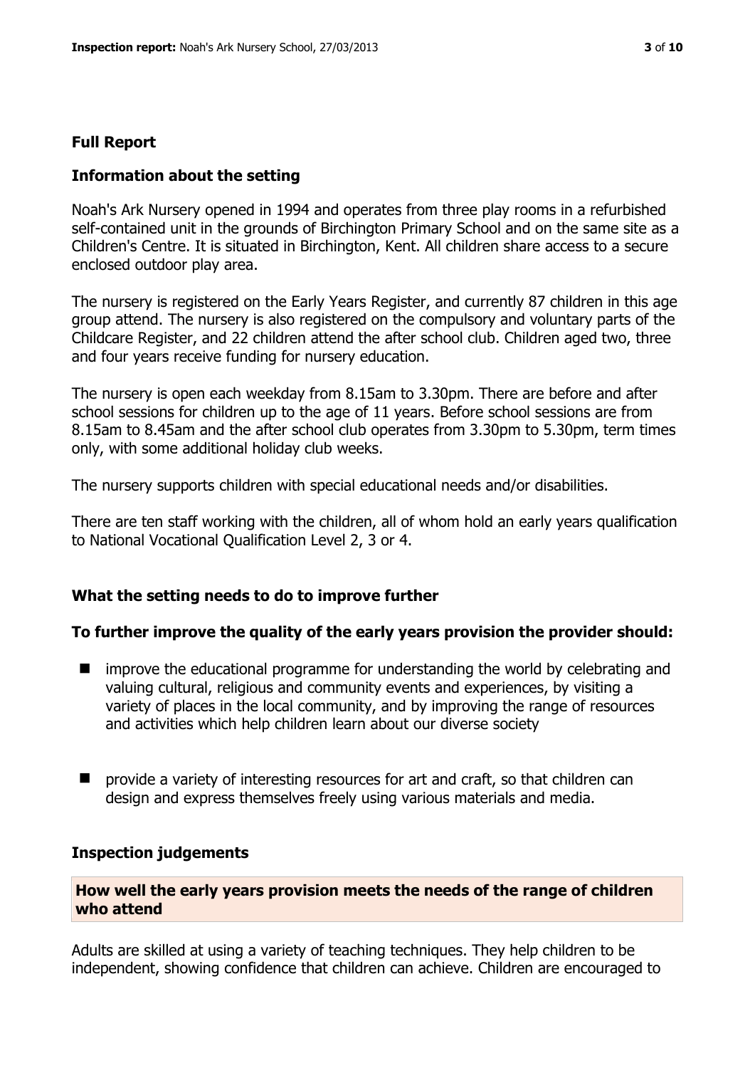## Full Report

### Information about the setting

Noah's Ark Nursery opened in 1994 and operates from three play rooms in a refurbished self-contained unit in the grounds of Birchington Primary School and on the same site as a Children's Centre. It is situated in Birchington, Kent. All children share access to a secure enclosed outdoor play area.

The nursery is registered on the Early Years Register, and currently 87 children in this age group attend. The nursery is also registered on the compulsory and voluntary parts of the Childcare Register, and 22 children attend the after school club. Children aged two, three and four years receive funding for nursery education.

The nursery is open each weekday from 8.15am to 3.30pm. There are before and after school sessions for children up to the age of 11 years. Before school sessions are from 8.15am to 8.45am and the after school club operates from 3.30pm to 5.30pm, term times only, with some additional holiday club weeks.

The nursery supports children with special educational needs and/or disabilities.

There are ten staff working with the children, all of whom hold an early years qualification to National Vocational Qualification Level 2, 3 or 4.

### What the setting needs to do to improve further

#### To further improve the quality of the early years provision the provider should:

- improve the educational programme for understanding the world by celebrating and valuing cultural, religious and community events and experiences, by visiting a variety of places in the local community, and by improving the range of resources and activities which help children learn about our diverse society
- provide a variety of interesting resources for art and craft, so that children can design and express themselves freely using various materials and media.

### Inspection judgements

#### How well the early years provision meets the needs of the range of children who attend

Adults are skilled at using a variety of teaching techniques. They help children to be independent, showing confidence that children can achieve. Children are encouraged to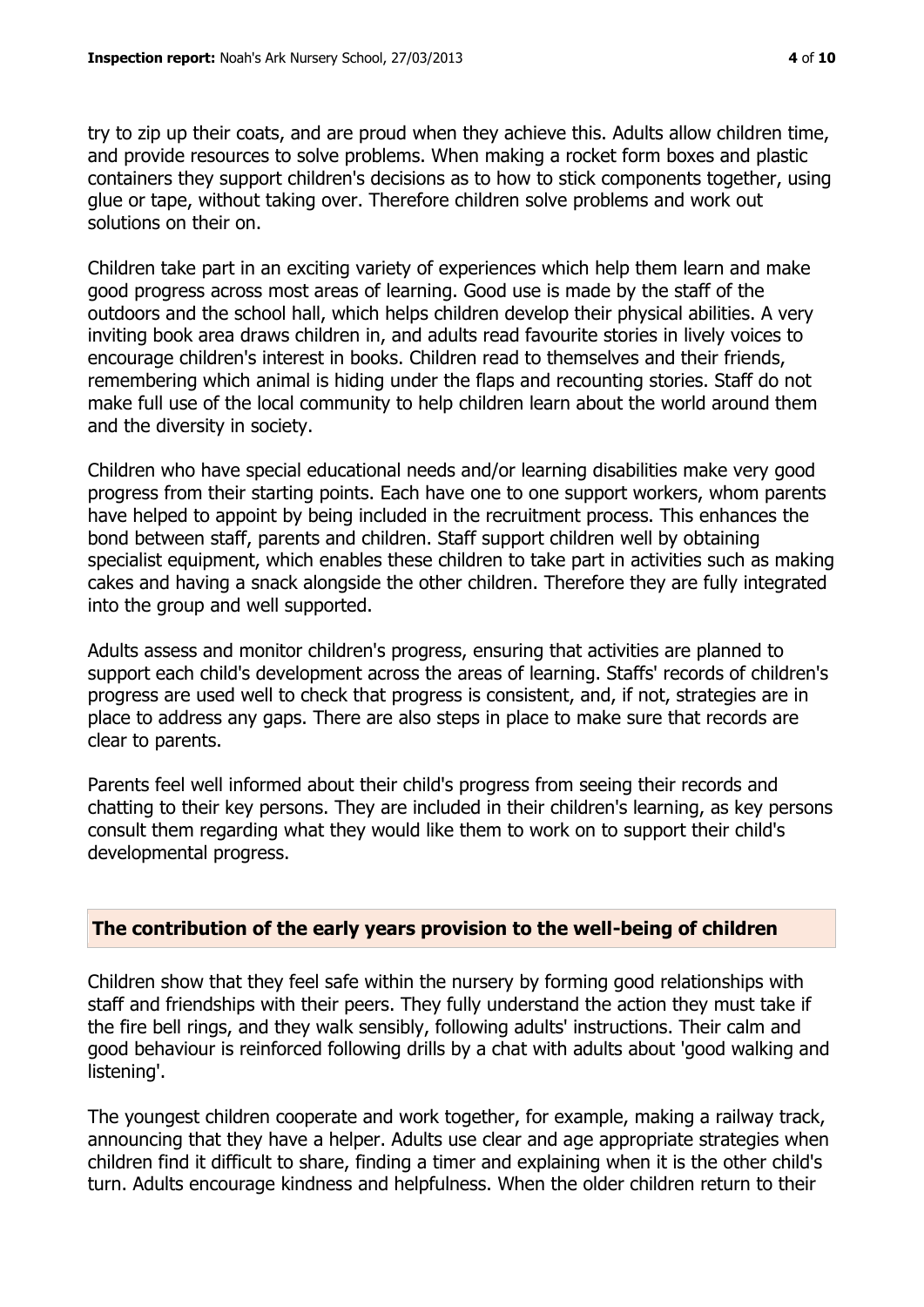try to zip up their coats, and are proud when they achieve this. Adults allow children time, and provide resources to solve problems. When making a rocket form boxes and plastic containers they support children's decisions as to how to stick components together, using glue or tape, without taking over. Therefore children solve problems and work out solutions on their on.

Children take part in an exciting variety of experiences which help them learn and make good progress across most areas of learning. Good use is made by the staff of the outdoors and the school hall, which helps children develop their physical abilities. A very inviting book area draws children in, and adults read favourite stories in lively voices to encourage children's interest in books. Children read to themselves and their friends, remembering which animal is hiding under the flaps and recounting stories. Staff do not make full use of the local community to help children learn about the world around them and the diversity in society.

Children who have special educational needs and/or learning disabilities make very good progress from their starting points. Each have one to one support workers, whom parents have helped to appoint by being included in the recruitment process. This enhances the bond between staff, parents and children. Staff support children well by obtaining specialist equipment, which enables these children to take part in activities such as making cakes and having a snack alongside the other children. Therefore they are fully integrated into the group and well supported.

Adults assess and monitor children's progress, ensuring that activities are planned to support each child's development across the areas of learning. Staffs' records of children's progress are used well to check that progress is consistent, and, if not, strategies are in place to address any gaps. There are also steps in place to make sure that records are clear to parents.

Parents feel well informed about their child's progress from seeing their records and chatting to their key persons. They are included in their children's learning, as key persons consult them regarding what they would like them to work on to support their child's developmental progress.

## The contribution of the early years provision to the well-being of children

Children show that they feel safe within the nursery by forming good relationships with staff and friendships with their peers. They fully understand the action they must take if the fire bell rings, and they walk sensibly, following adults' instructions. Their calm and good behaviour is reinforced following drills by a chat with adults about 'good walking and listening'.

The youngest children cooperate and work together, for example, making a railway track, announcing that they have a helper. Adults use clear and age appropriate strategies when children find it difficult to share, finding a timer and explaining when it is the other child's turn. Adults encourage kindness and helpfulness. When the older children return to their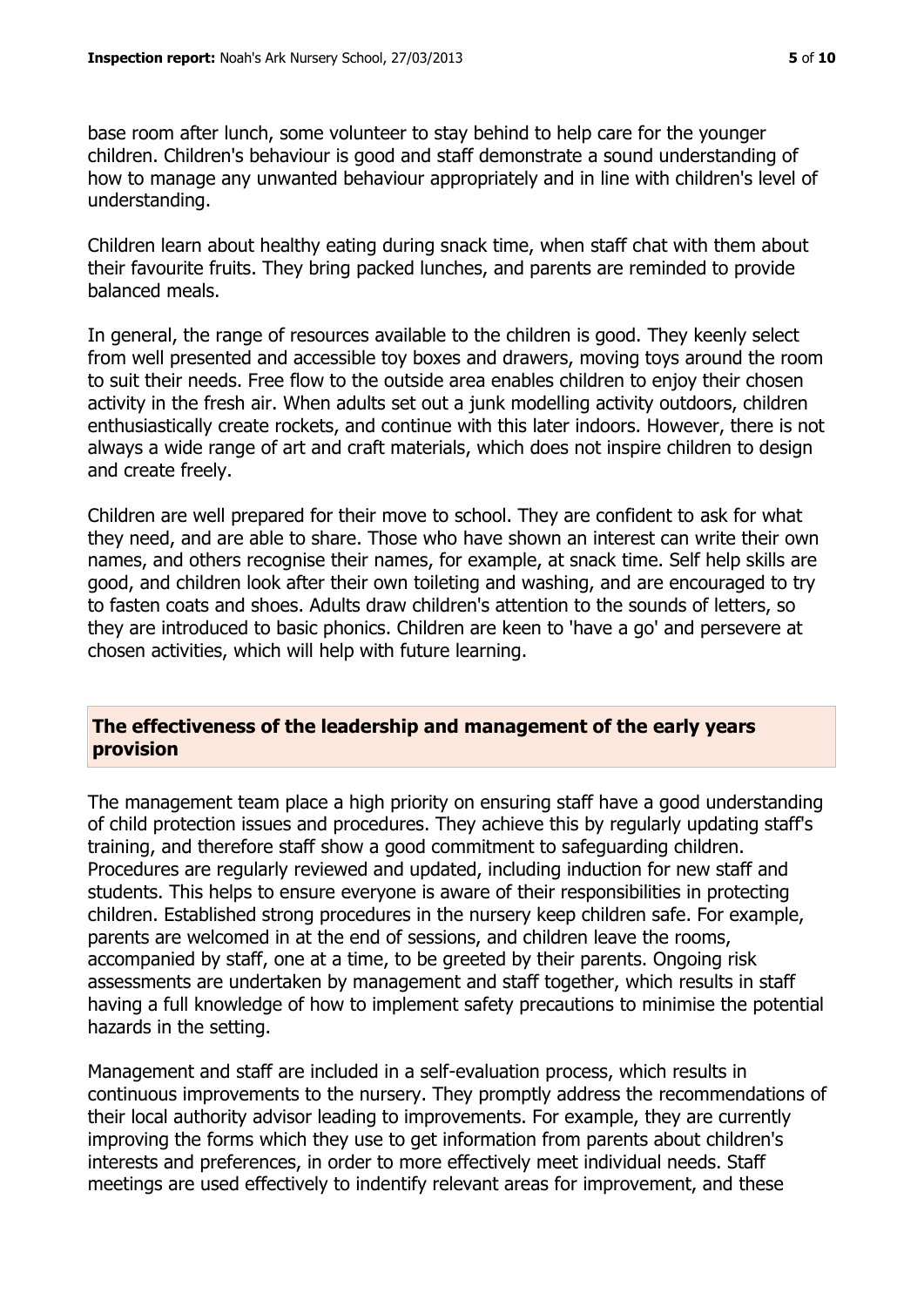base room after lunch, some volunteer to stay behind to help care for the younger children. Children's behaviour is good and staff demonstrate a sound understanding of how to manage any unwanted behaviour appropriately and in line with children's level of understanding.

Children learn about healthy eating during snack time, when staff chat with them about their favourite fruits. They bring packed lunches, and parents are reminded to provide balanced meals.

In general, the range of resources available to the children is good. They keenly select from well presented and accessible toy boxes and drawers, moving toys around the room to suit their needs. Free flow to the outside area enables children to enjoy their chosen activity in the fresh air. When adults set out a junk modelling activity outdoors, children enthusiastically create rockets, and continue with this later indoors. However, there is not always a wide range of art and craft materials, which does not inspire children to design and create freely.

Children are well prepared for their move to school. They are confident to ask for what they need, and are able to share. Those who have shown an interest can write their own names, and others recognise their names, for example, at snack time. Self help skills are good, and children look after their own toileting and washing, and are encouraged to try to fasten coats and shoes. Adults draw children's attention to the sounds of letters, so they are introduced to basic phonics. Children are keen to 'have a go' and persevere at chosen activities, which will help with future learning.

## The effectiveness of the leadership and management of the early years provision

The management team place a high priority on ensuring staff have a good understanding of child protection issues and procedures. They achieve this by regularly updating staff's training, and therefore staff show a good commitment to safeguarding children. Procedures are regularly reviewed and updated, including induction for new staff and students. This helps to ensure everyone is aware of their responsibilities in protecting children. Established strong procedures in the nursery keep children safe. For example, parents are welcomed in at the end of sessions, and children leave the rooms, accompanied by staff, one at a time, to be greeted by their parents. Ongoing risk assessments are undertaken by management and staff together, which results in staff having a full knowledge of how to implement safety precautions to minimise the potential hazards in the setting.

Management and staff are included in a self-evaluation process, which results in continuous improvements to the nursery. They promptly address the recommendations of their local authority advisor leading to improvements. For example, they are currently improving the forms which they use to get information from parents about children's interests and preferences, in order to more effectively meet individual needs. Staff meetings are used effectively to indentify relevant areas for improvement, and these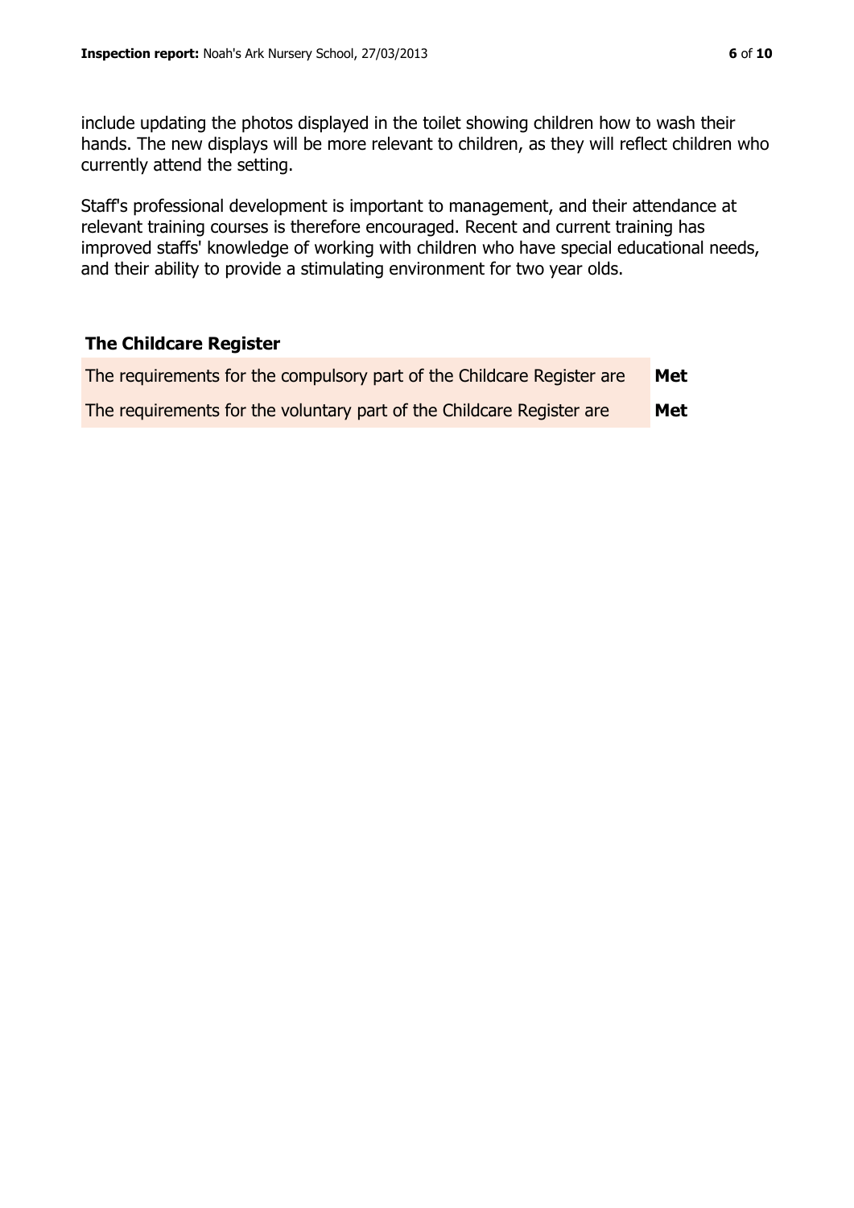include updating the photos displayed in the toilet showing children how to wash their hands. The new displays will be more relevant to children, as they will reflect children who currently attend the setting.

Staff's professional development is important to management, and their attendance at relevant training courses is therefore encouraged. Recent and current training has improved staffs' knowledge of working with children who have special educational needs, and their ability to provide a stimulating environment for two year olds.

## The Childcare Register

| | |
|---|---|
| The requirements for the compulsory part of the Childcare Register are | **Met** |
| The requirements for the voluntary part of the Childcare Register are | **Met** |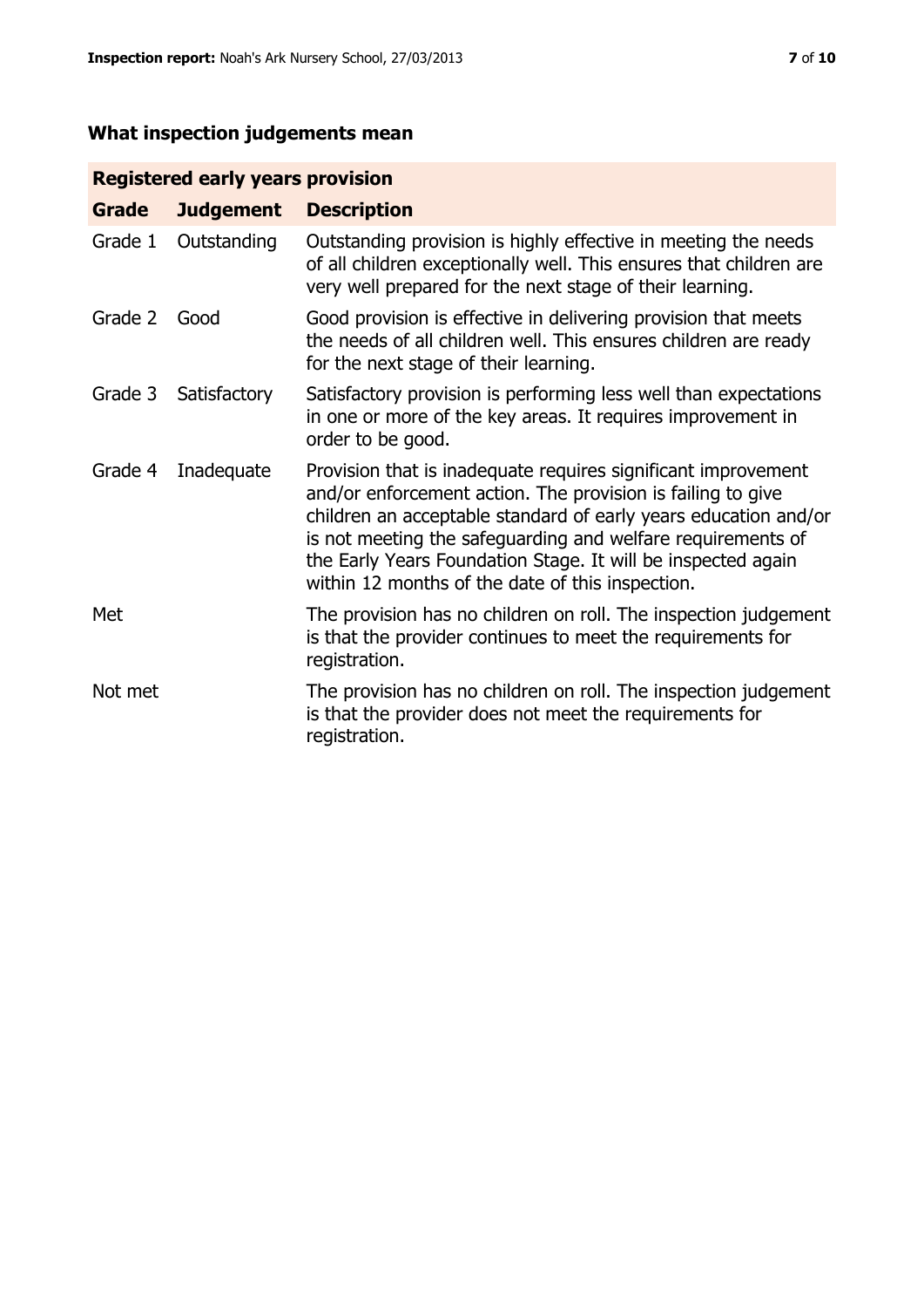## What inspection judgements mean

| Registered early years provision | | |
|---|---|---|
| **Grade** | **Judgement** | **Description** |
| Grade 1 | Outstanding | Outstanding provision is highly effective in meeting the needs of all children exceptionally well. This ensures that children are very well prepared for the next stage of their learning. |
| Grade 2 | Good | Good provision is effective in delivering provision that meets the needs of all children well. This ensures children are ready for the next stage of their learning. |
| Grade 3 | Satisfactory | Satisfactory provision is performing less well than expectations in one or more of the key areas. It requires improvement in order to be good. |
| Grade 4 | Inadequate | Provision that is inadequate requires significant improvement and/or enforcement action. The provision is failing to give children an acceptable standard of early years education and/or is not meeting the safeguarding and welfare requirements of the Early Years Foundation Stage. It will be inspected again within 12 months of the date of this inspection. |
| Met | | The provision has no children on roll. The inspection judgement is that the provider continues to meet the requirements for registration. |
| Not met | | The provision has no children on roll. The inspection judgement is that the provider does not meet the requirements for registration. |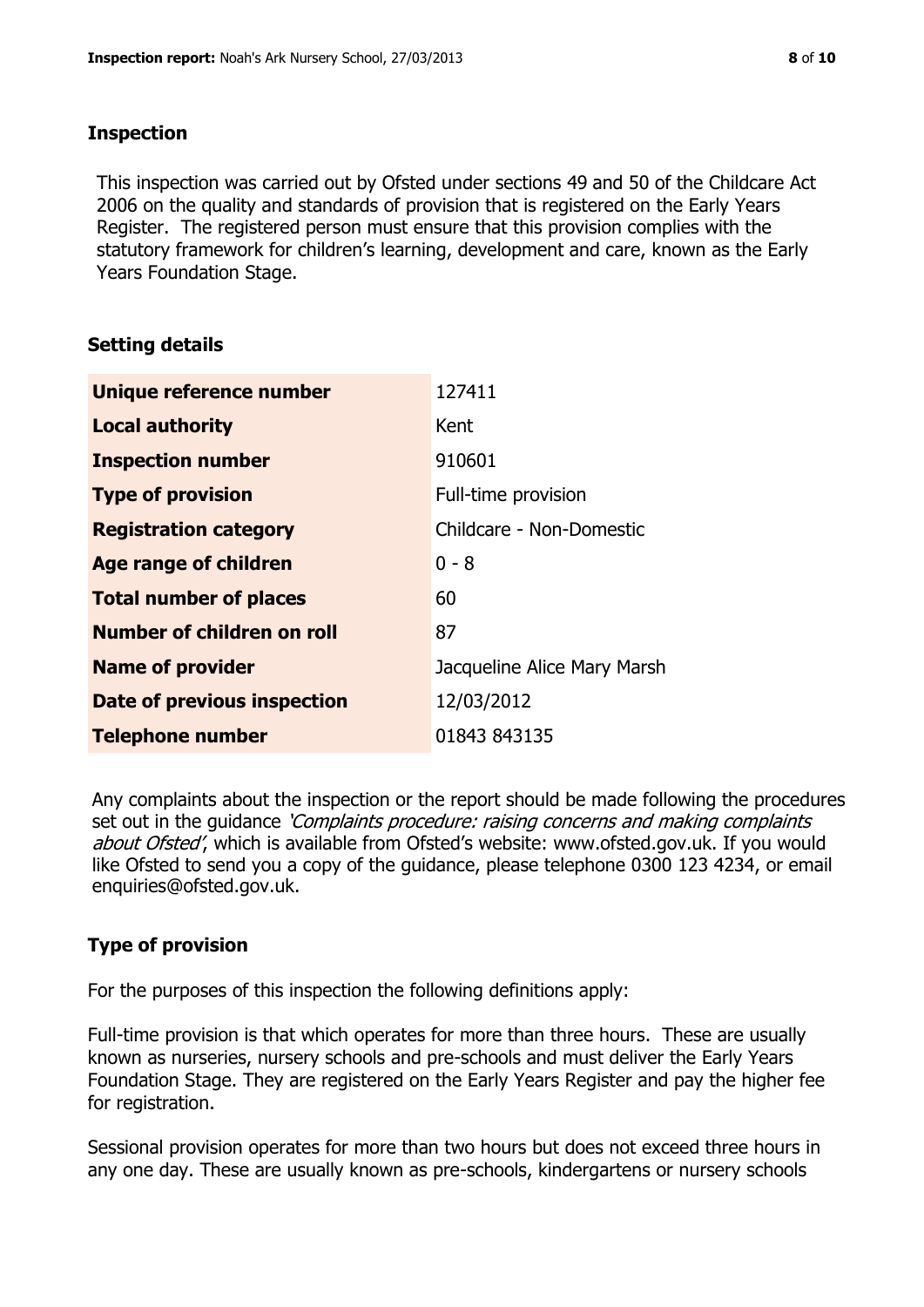## Inspection

This inspection was carried out by Ofsted under sections 49 and 50 of the Childcare Act 2006 on the quality and standards of provision that is registered on the Early Years Register. The registered person must ensure that this provision complies with the statutory framework for children's learning, development and care, known as the Early Years Foundation Stage.

## Setting details

| | |
|---|---|
| **Unique reference number** | 127411 |
| **Local authority** | Kent |
| **Inspection number** | 910601 |
| **Type of provision** | Full-time provision |
| **Registration category** | Childcare - Non-Domestic |
| **Age range of children** | 0 - 8 |
| **Total number of places** | 60 |
| **Number of children on roll** | 87 |
| **Name of provider** | Jacqueline Alice Mary Marsh |
| **Date of previous inspection** | 12/03/2012 |
| **Telephone number** | 01843 843135 |

Any complaints about the inspection or the report should be made following the procedures set out in the guidance *'Complaints procedure: raising concerns and making complaints about Ofsted'*, which is available from Ofsted's website: www.ofsted.gov.uk. If you would like Ofsted to send you a copy of the guidance, please telephone 0300 123 4234, or email enquiries@ofsted.gov.uk.

## Type of provision

For the purposes of this inspection the following definitions apply:

Full-time provision is that which operates for more than three hours. These are usually known as nurseries, nursery schools and pre-schools and must deliver the Early Years Foundation Stage. They are registered on the Early Years Register and pay the higher fee for registration.

Sessional provision operates for more than two hours but does not exceed three hours in any one day. These are usually known as pre-schools, kindergartens or nursery schools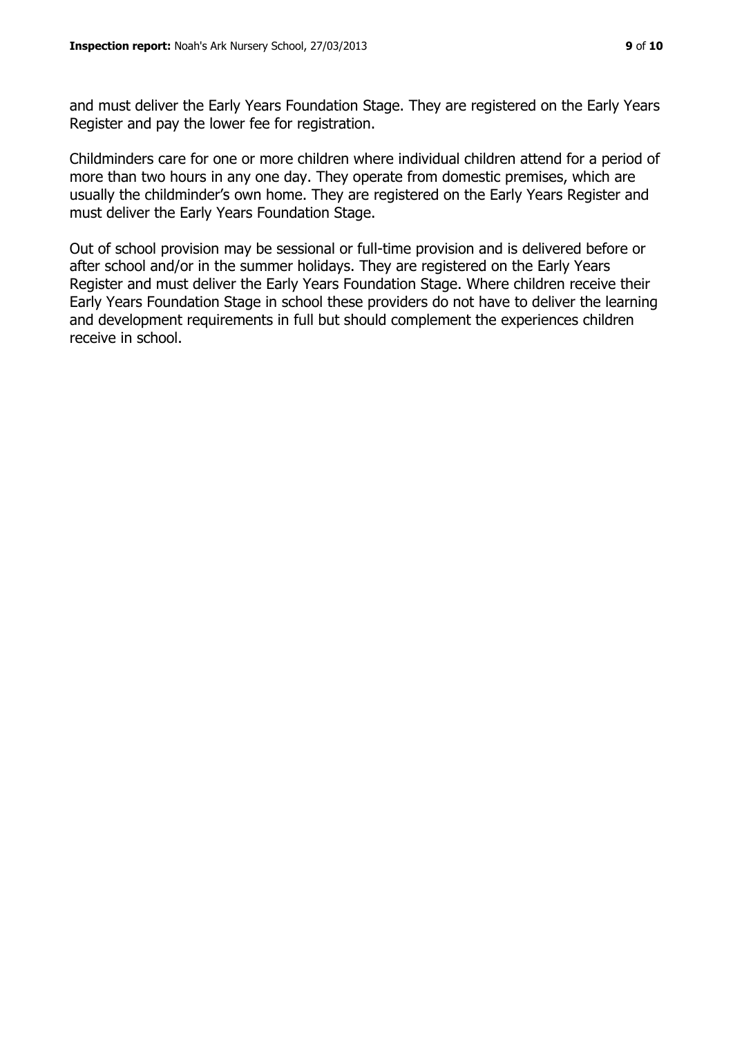and must deliver the Early Years Foundation Stage. They are registered on the Early Years Register and pay the lower fee for registration.

Childminders care for one or more children where individual children attend for a period of more than two hours in any one day. They operate from domestic premises, which are usually the childminder's own home. They are registered on the Early Years Register and must deliver the Early Years Foundation Stage.

Out of school provision may be sessional or full-time provision and is delivered before or after school and/or in the summer holidays. They are registered on the Early Years Register and must deliver the Early Years Foundation Stage. Where children receive their Early Years Foundation Stage in school these providers do not have to deliver the learning and development requirements in full but should complement the experiences children receive in school.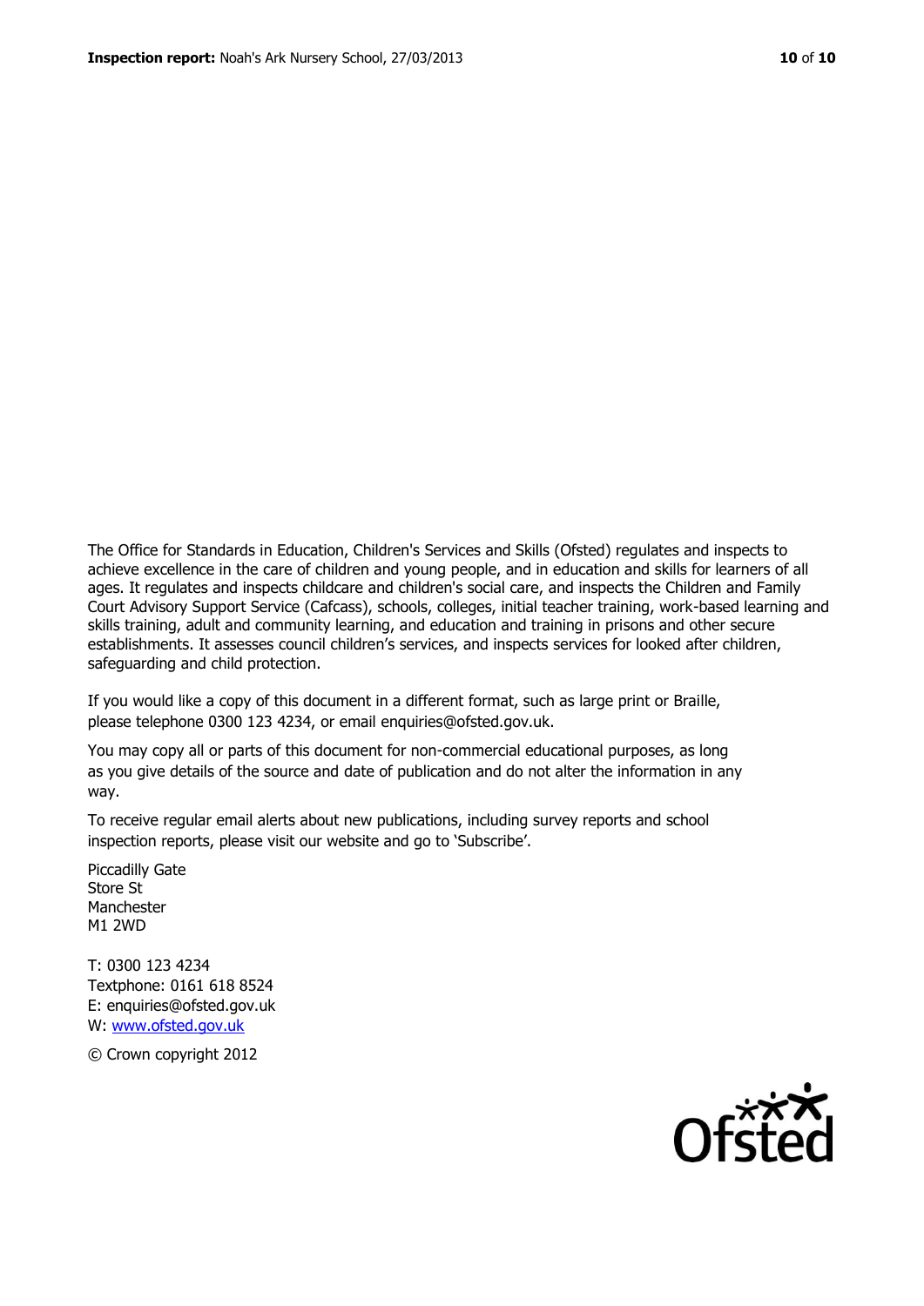The Office for Standards in Education, Children's Services and Skills (Ofsted) regulates and inspects to achieve excellence in the care of children and young people, and in education and skills for learners of all ages. It regulates and inspects childcare and children's social care, and inspects the Children and Family Court Advisory Support Service (Cafcass), schools, colleges, initial teacher training, work-based learning and skills training, adult and community learning, and education and training in prisons and other secure establishments. It assesses council children's services, and inspects services for looked after children, safeguarding and child protection.

If you would like a copy of this document in a different format, such as large print or Braille, please telephone 0300 123 4234, or email enquiries@ofsted.gov.uk.

You may copy all or parts of this document for non-commercial educational purposes, as long as you give details of the source and date of publication and do not alter the information in any way.

To receive regular email alerts about new publications, including survey reports and school inspection reports, please visit our website and go to 'Subscribe'.

Piccadilly Gate
Store St
Manchester
M1 2WD

T: 0300 123 4234
Textphone: 0161 618 8524
E: enquiries@ofsted.gov.uk
W: [www.ofsted.gov.uk](http://www.ofsted.gov.uk)

© Crown copyright 2012

Ofsted